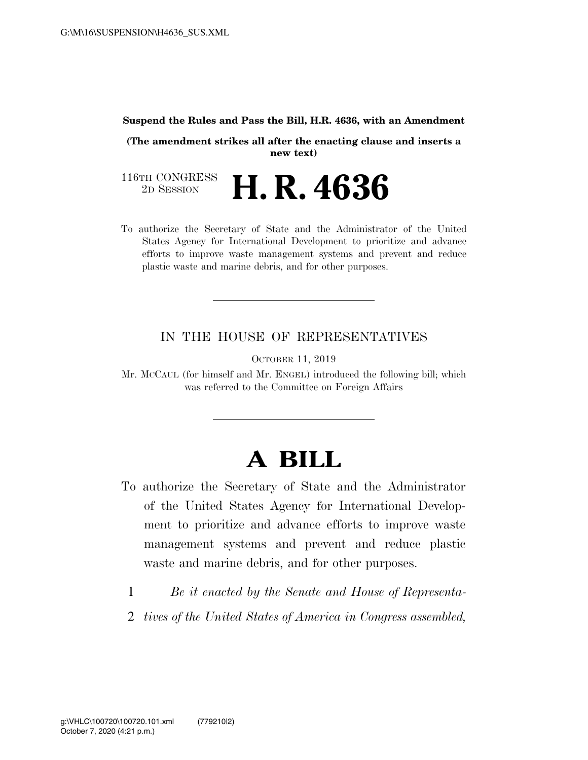**Suspend the Rules and Pass the Bill, H.R. 4636, with an Amendment**

**(The amendment strikes all after the enacting clause and inserts a new text)**

116TH CONGRESS
2D SESSION

# H. R. 4636

To authorize the Secretary of State and the Administrator of the United States Agency for International Development to prioritize and advance efforts to improve waste management systems and prevent and reduce plastic waste and marine debris, and for other purposes.

---

IN THE HOUSE OF REPRESENTATIVES

OCTOBER 11, 2019

Mr. MCCAUL (for himself and Mr. ENGEL) introduced the following bill; which was referred to the Committee on Foreign Affairs

---

# A BILL

To authorize the Secretary of State and the Administrator of the United States Agency for International Development to prioritize and advance efforts to improve waste management systems and prevent and reduce plastic waste and marine debris, and for other purposes.

1 *Be it enacted by the Senate and House of Representa-*
2 *tives of the United States of America in Congress assembled,*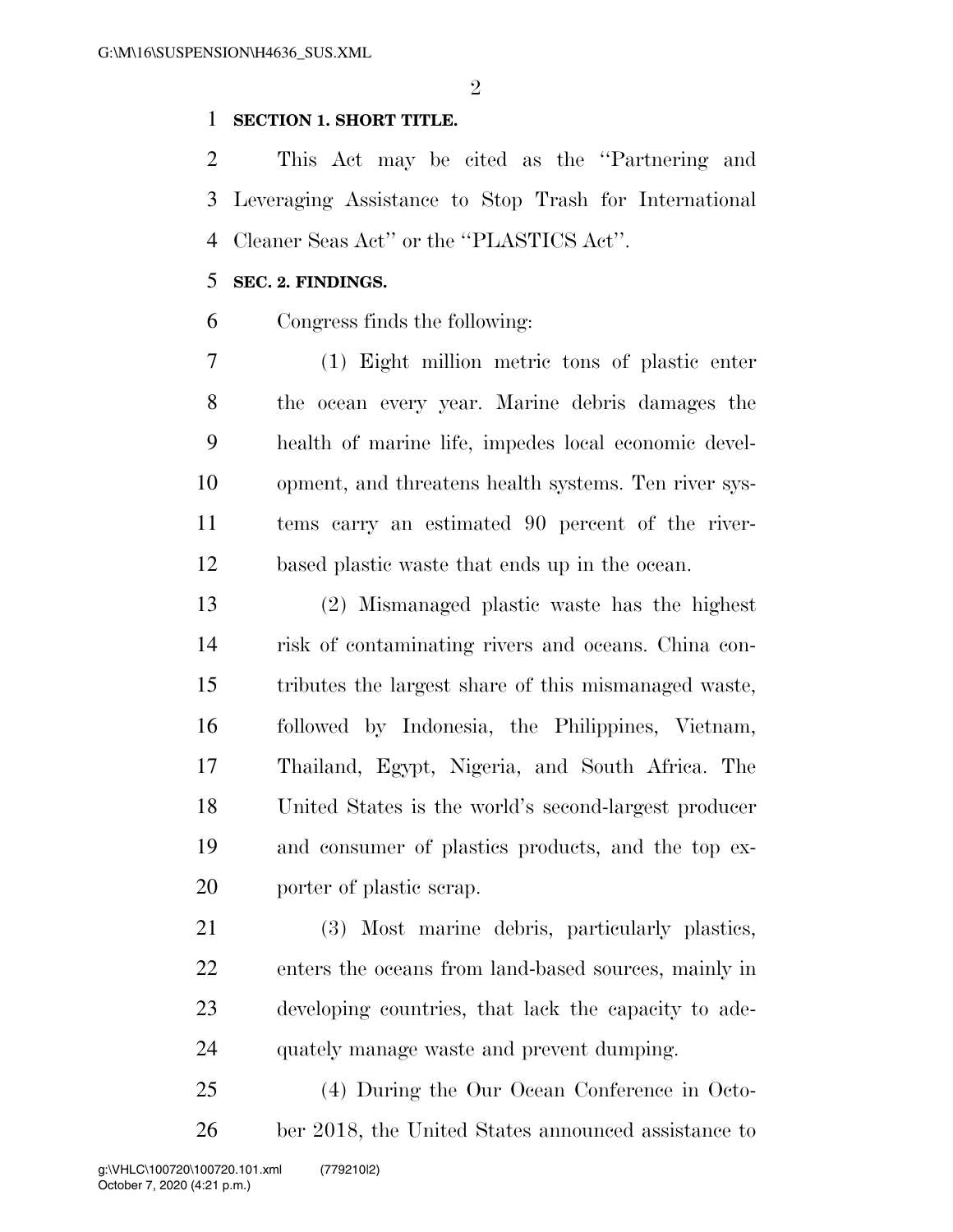**SECTION 1. SHORT TITLE.**

This Act may be cited as the ''Partnering and Leveraging Assistance to Stop Trash for International Cleaner Seas Act'' or the ''PLASTICS Act''.

**SEC. 2. FINDINGS.**

Congress finds the following:

(1) Eight million metric tons of plastic enter the ocean every year. Marine debris damages the health of marine life, impedes local economic development, and threatens health systems. Ten river systems carry an estimated 90 percent of the river-based plastic waste that ends up in the ocean.

(2) Mismanaged plastic waste has the highest risk of contaminating rivers and oceans. China contributes the largest share of this mismanaged waste, followed by Indonesia, the Philippines, Vietnam, Thailand, Egypt, Nigeria, and South Africa. The United States is the world's second-largest producer and consumer of plastics products, and the top exporter of plastic scrap.

(3) Most marine debris, particularly plastics, enters the oceans from land-based sources, mainly in developing countries, that lack the capacity to adequately manage waste and prevent dumping.

(4) During the Our Ocean Conference in October 2018, the United States announced assistance to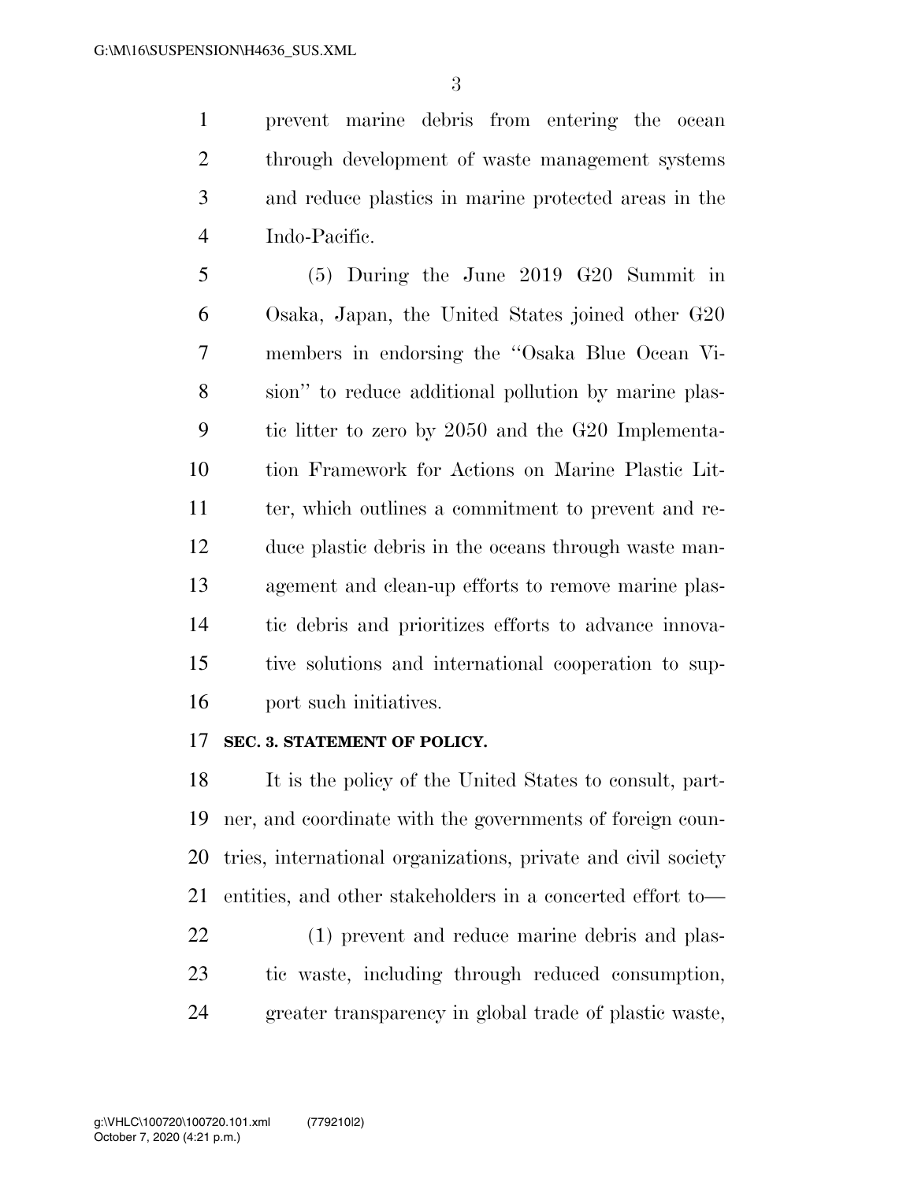prevent marine debris from entering the ocean through development of waste management systems and reduce plastics in marine protected areas in the Indo-Pacific.

(5) During the June 2019 G20 Summit in Osaka, Japan, the United States joined other G20 members in endorsing the "Osaka Blue Ocean Vision" to reduce additional pollution by marine plastic litter to zero by 2050 and the G20 Implementation Framework for Actions on Marine Plastic Litter, which outlines a commitment to prevent and reduce plastic debris in the oceans through waste management and clean-up efforts to remove marine plastic debris and prioritizes efforts to advance innovative solutions and international cooperation to support such initiatives.

**SEC. 3. STATEMENT OF POLICY.**

It is the policy of the United States to consult, partner, and coordinate with the governments of foreign countries, international organizations, private and civil society entities, and other stakeholders in a concerted effort to—

(1) prevent and reduce marine debris and plastic waste, including through reduced consumption, greater transparency in global trade of plastic waste,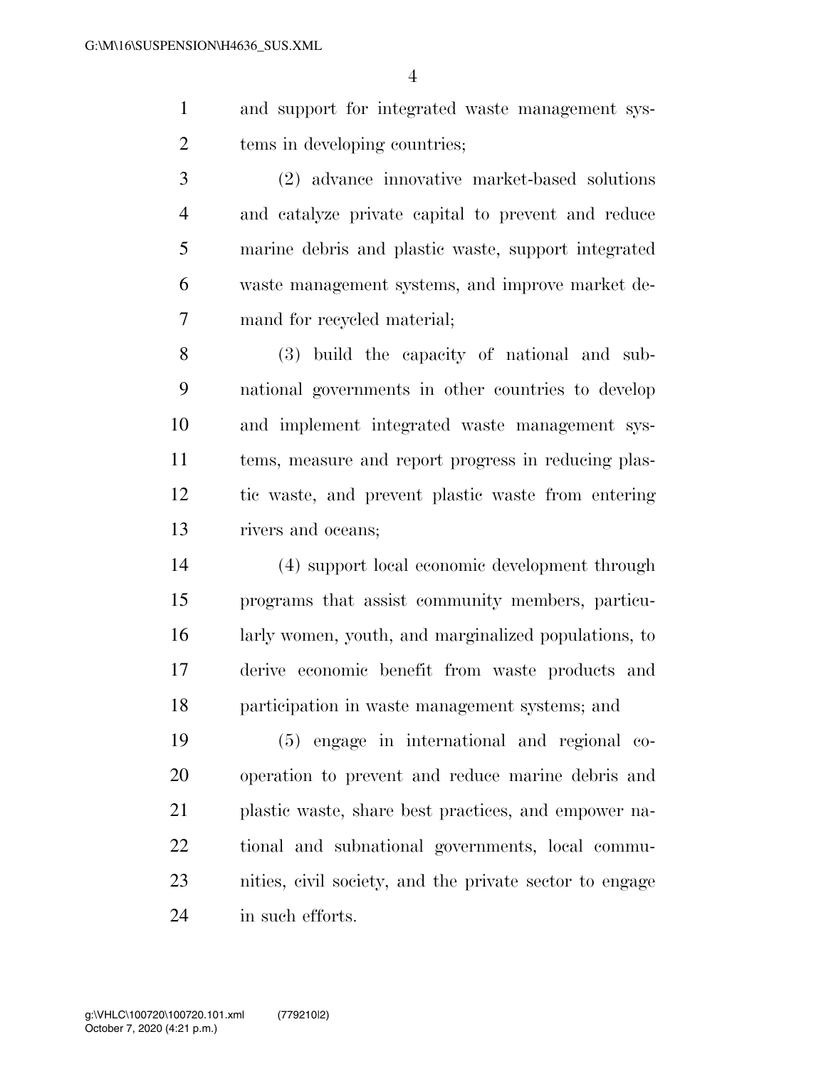and support for integrated waste management systems in developing countries;

(2) advance innovative market-based solutions and catalyze private capital to prevent and reduce marine debris and plastic waste, support integrated waste management systems, and improve market demand for recycled material;

(3) build the capacity of national and subnational governments in other countries to develop and implement integrated waste management systems, measure and report progress in reducing plastic waste, and prevent plastic waste from entering rivers and oceans;

(4) support local economic development through programs that assist community members, particularly women, youth, and marginalized populations, to derive economic benefit from waste products and participation in waste management systems; and

(5) engage in international and regional cooperation to prevent and reduce marine debris and plastic waste, share best practices, and empower national and subnational governments, local communities, civil society, and the private sector to engage in such efforts.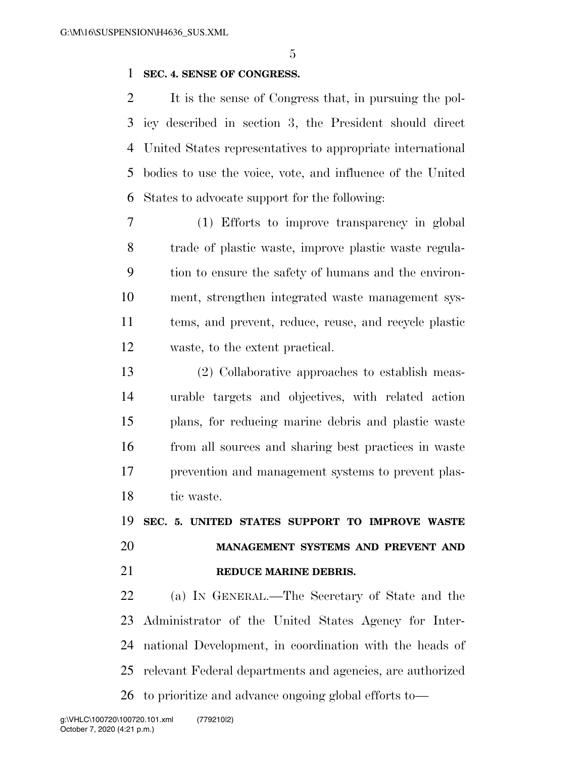**SEC. 4. SENSE OF CONGRESS.**

It is the sense of Congress that, in pursuing the policy described in section 3, the President should direct United States representatives to appropriate international bodies to use the voice, vote, and influence of the United States to advocate support for the following:

(1) Efforts to improve transparency in global trade of plastic waste, improve plastic waste regulation to ensure the safety of humans and the environment, strengthen integrated waste management systems, and prevent, reduce, reuse, and recycle plastic waste, to the extent practical.

(2) Collaborative approaches to establish measurable targets and objectives, with related action plans, for reducing marine debris and plastic waste from all sources and sharing best practices in waste prevention and management systems to prevent plastic waste.

**SEC. 5. UNITED STATES SUPPORT TO IMPROVE WASTE MANAGEMENT SYSTEMS AND PREVENT AND REDUCE MARINE DEBRIS.**

(a) IN GENERAL.—The Secretary of State and the Administrator of the United States Agency for International Development, in coordination with the heads of relevant Federal departments and agencies, are authorized to prioritize and advance ongoing global efforts to—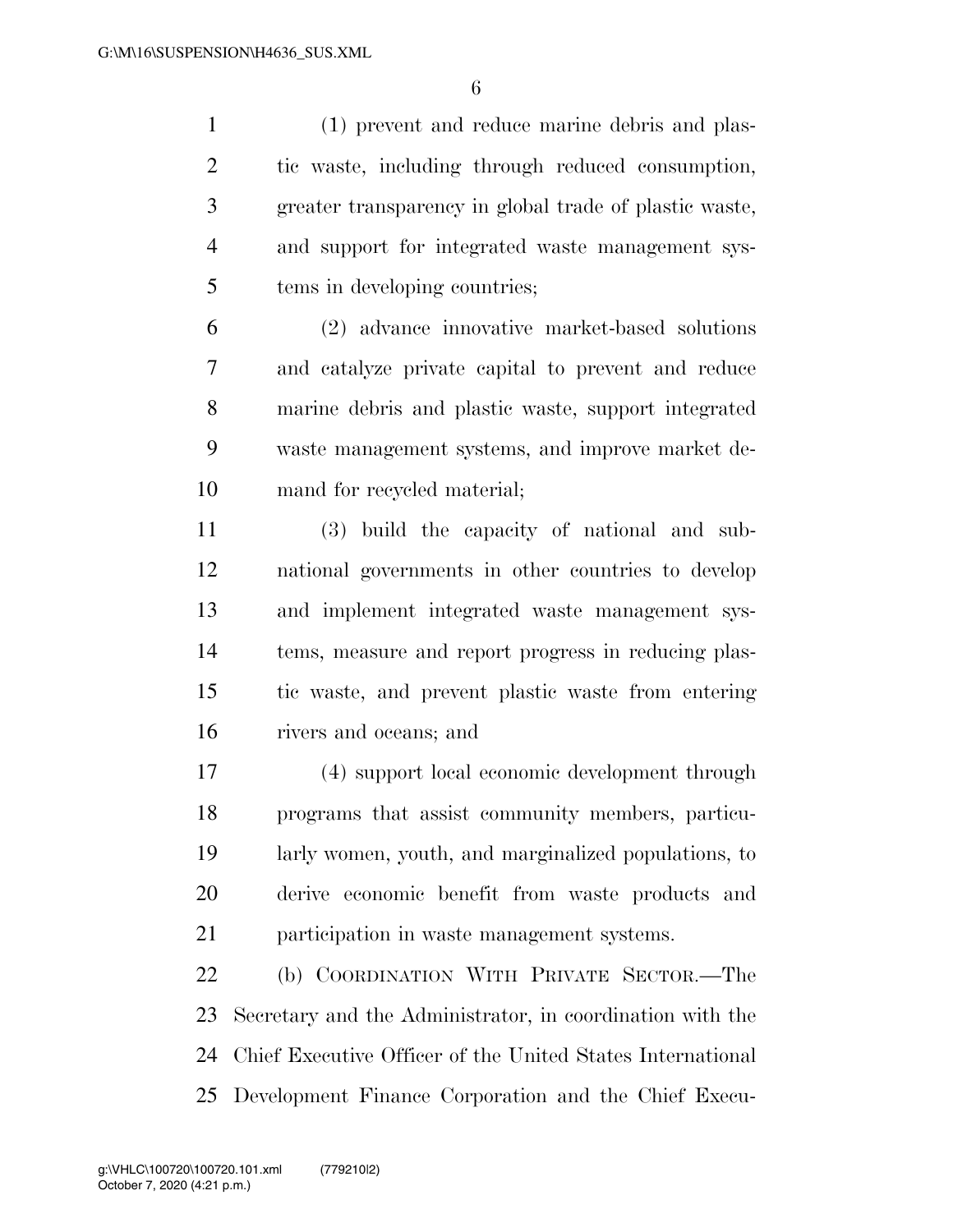(1) prevent and reduce marine debris and plastic waste, including through reduced consumption, greater transparency in global trade of plastic waste, and support for integrated waste management systems in developing countries;

(2) advance innovative market-based solutions and catalyze private capital to prevent and reduce marine debris and plastic waste, support integrated waste management systems, and improve market demand for recycled material;

(3) build the capacity of national and subnational governments in other countries to develop and implement integrated waste management systems, measure and report progress in reducing plastic waste, and prevent plastic waste from entering rivers and oceans; and

(4) support local economic development through programs that assist community members, particularly women, youth, and marginalized populations, to derive economic benefit from waste products and participation in waste management systems.

(b) COORDINATION WITH PRIVATE SECTOR.—The Secretary and the Administrator, in coordination with the Chief Executive Officer of the United States International Development Finance Corporation and the Chief Execu-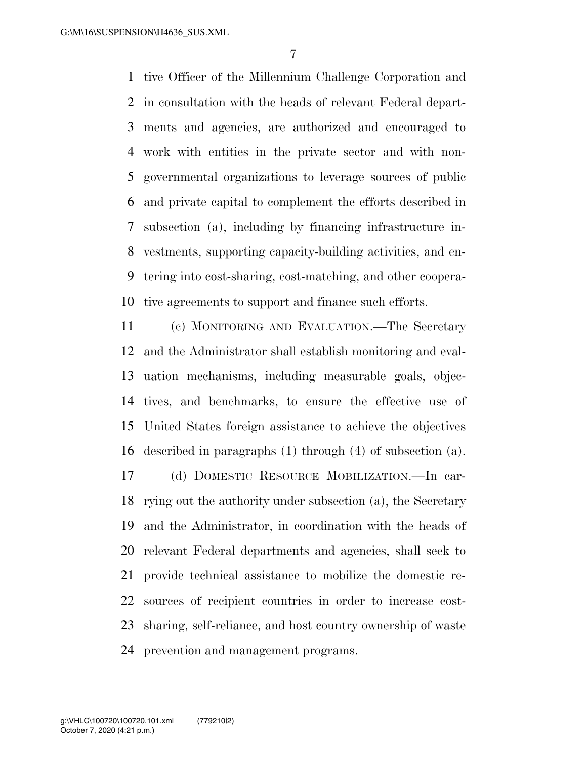tive Officer of the Millennium Challenge Corporation and in consultation with the heads of relevant Federal departments and agencies, are authorized and encouraged to work with entities in the private sector and with nongovernmental organizations to leverage sources of public and private capital to complement the efforts described in subsection (a), including by financing infrastructure investments, supporting capacity-building activities, and entering into cost-sharing, cost-matching, and other cooperative agreements to support and finance such efforts.

(c) MONITORING AND EVALUATION.—The Secretary and the Administrator shall establish monitoring and evaluation mechanisms, including measurable goals, objectives, and benchmarks, to ensure the effective use of United States foreign assistance to achieve the objectives described in paragraphs (1) through (4) of subsection (a).

(d) DOMESTIC RESOURCE MOBILIZATION.—In carrying out the authority under subsection (a), the Secretary and the Administrator, in coordination with the heads of relevant Federal departments and agencies, shall seek to provide technical assistance to mobilize the domestic resources of recipient countries in order to increase cost-sharing, self-reliance, and host country ownership of waste prevention and management programs.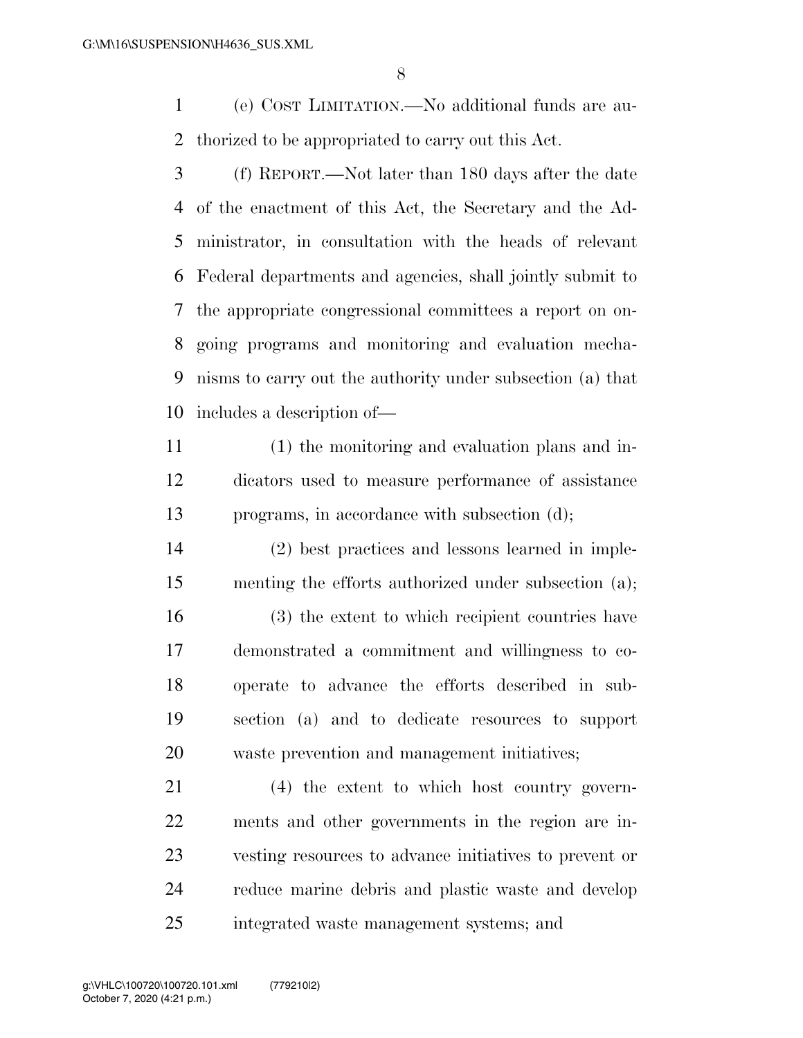(e) COST LIMITATION.—No additional funds are authorized to be appropriated to carry out this Act.

(f) REPORT.—Not later than 180 days after the date of the enactment of this Act, the Secretary and the Administrator, in consultation with the heads of relevant Federal departments and agencies, shall jointly submit to the appropriate congressional committees a report on ongoing programs and monitoring and evaluation mechanisms to carry out the authority under subsection (a) that includes a description of—

(1) the monitoring and evaluation plans and indicators used to measure performance of assistance programs, in accordance with subsection (d);

(2) best practices and lessons learned in implementing the efforts authorized under subsection (a);

(3) the extent to which recipient countries have demonstrated a commitment and willingness to cooperate to advance the efforts described in subsection (a) and to dedicate resources to support waste prevention and management initiatives;

(4) the extent to which host country governments and other governments in the region are investing resources to advance initiatives to prevent or reduce marine debris and plastic waste and develop integrated waste management systems; and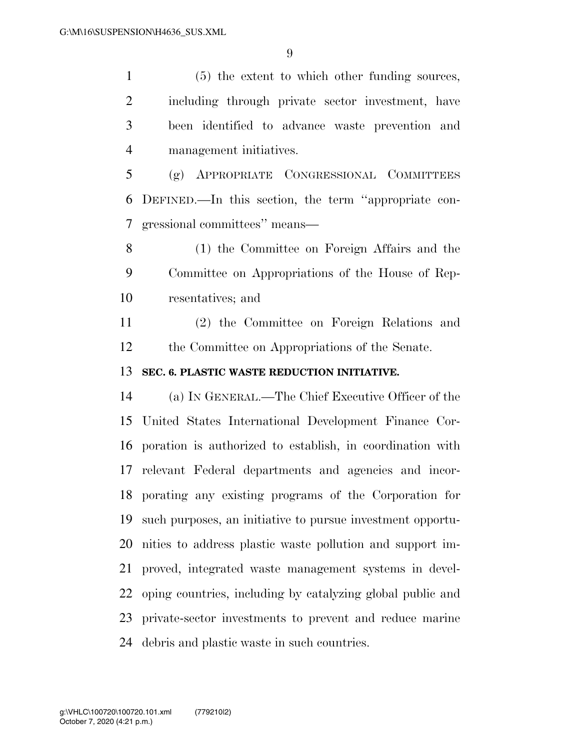(5) the extent to which other funding sources, including through private sector investment, have been identified to advance waste prevention and management initiatives.

(g) APPROPRIATE CONGRESSIONAL COMMITTEES DEFINED.—In this section, the term ''appropriate congressional committees'' means—

(1) the Committee on Foreign Affairs and the Committee on Appropriations of the House of Representatives; and

(2) the Committee on Foreign Relations and the Committee on Appropriations of the Senate.

**SEC. 6. PLASTIC WASTE REDUCTION INITIATIVE.**

(a) IN GENERAL.—The Chief Executive Officer of the United States International Development Finance Corporation is authorized to establish, in coordination with relevant Federal departments and agencies and incorporating any existing programs of the Corporation for such purposes, an initiative to pursue investment opportunities to address plastic waste pollution and support improved, integrated waste management systems in developing countries, including by catalyzing global public and private-sector investments to prevent and reduce marine debris and plastic waste in such countries.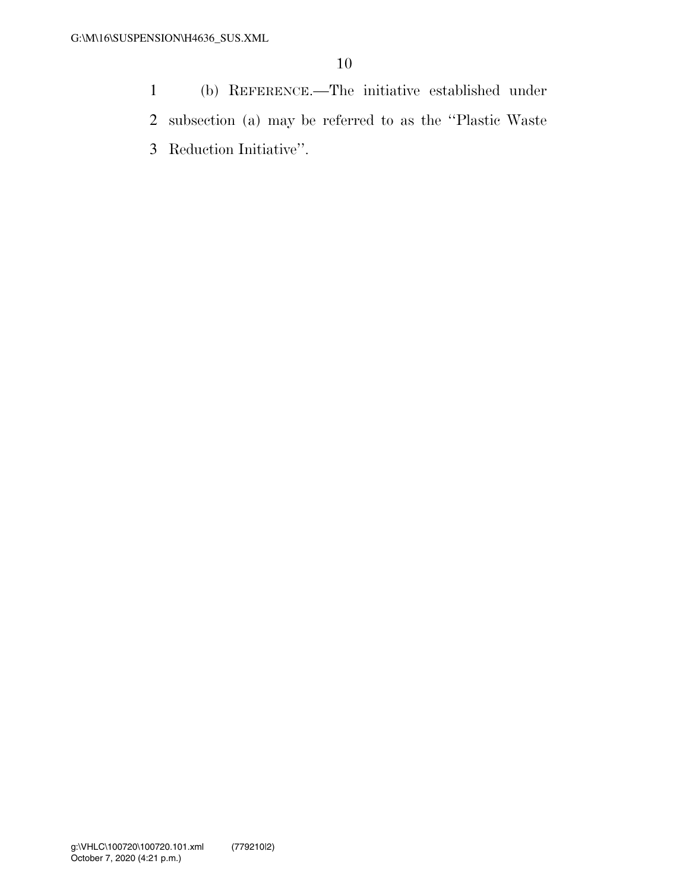(b) REFERENCE.—The initiative established under subsection (a) may be referred to as the ''Plastic Waste Reduction Initiative''.